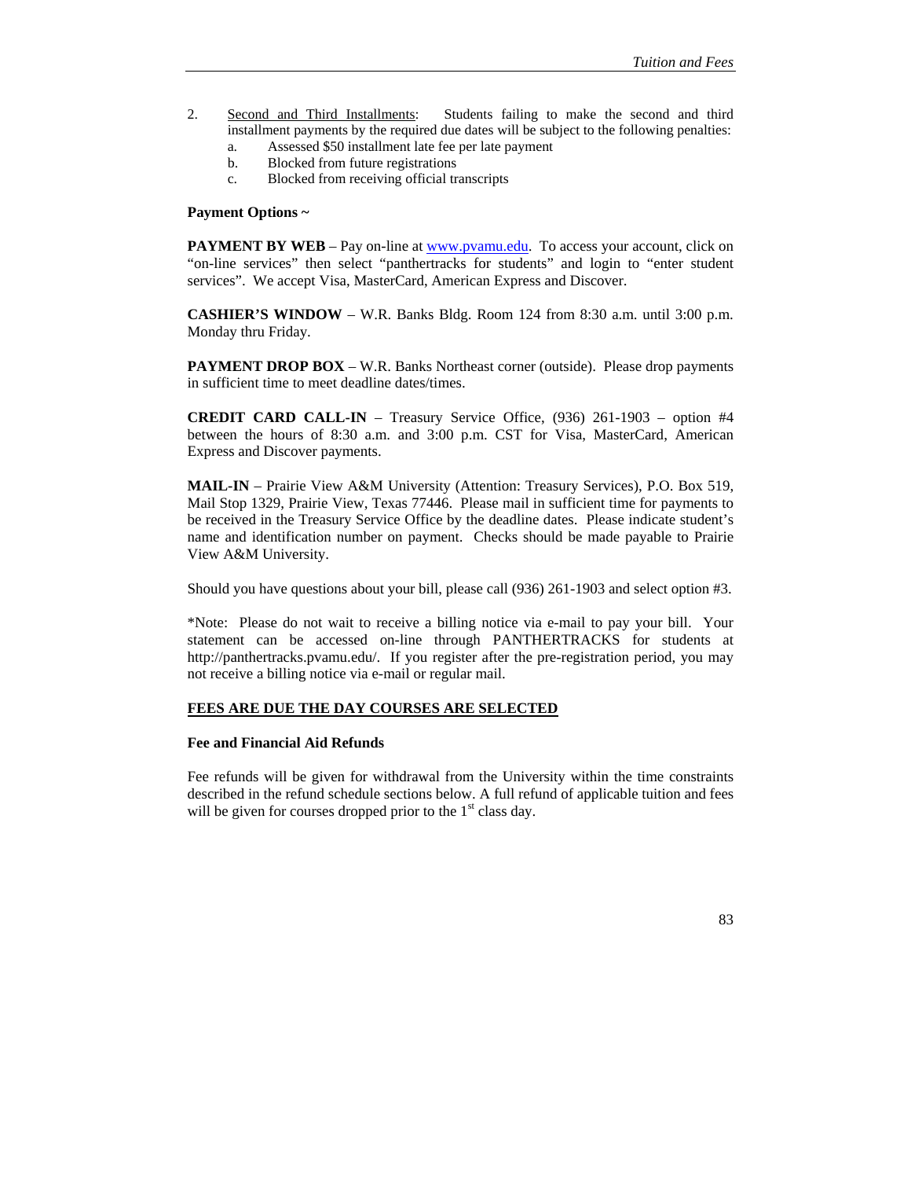2. Second and Third Installments: Students failing to make the second and third installment payments by the required due dates will be subject to the following penalties:
    a. Assessed $50 installment late fee per late payment
    b. Blocked from future registrations
    c. Blocked from receiving official transcripts

**Payment Options ~**

**PAYMENT BY WEB** – Pay on-line at www.pvamu.edu. To access your account, click on "on-line services" then select "panthertracks for students" and login to "enter student services". We accept Visa, MasterCard, American Express and Discover.

**CASHIER'S WINDOW** – W.R. Banks Bldg. Room 124 from 8:30 a.m. until 3:00 p.m. Monday thru Friday.

**PAYMENT DROP BOX** – W.R. Banks Northeast corner (outside). Please drop payments in sufficient time to meet deadline dates/times.

**CREDIT CARD CALL-IN** – Treasury Service Office, (936) 261-1903 – option #4 between the hours of 8:30 a.m. and 3:00 p.m. CST for Visa, MasterCard, American Express and Discover payments.

**MAIL-IN** – Prairie View A&M University (Attention: Treasury Services), P.O. Box 519, Mail Stop 1329, Prairie View, Texas 77446. Please mail in sufficient time for payments to be received in the Treasury Service Office by the deadline dates. Please indicate student's name and identification number on payment. Checks should be made payable to Prairie View A&M University.

Should you have questions about your bill, please call (936) 261-1903 and select option #3.

*Note: Please do not wait to receive a billing notice via e-mail to pay your bill. Your statement can be accessed on-line through PANTHERTRACKS for students at http://panthertracks.pvamu.edu/. If you register after the pre-registration period, you may not receive a billing notice via e-mail or regular mail.

**FEES ARE DUE THE DAY COURSES ARE SELECTED**

**Fee and Financial Aid Refunds**

Fee refunds will be given for withdrawal from the University within the time constraints described in the refund schedule sections below. A full refund of applicable tuition and fees will be given for courses dropped prior to the 1st class day.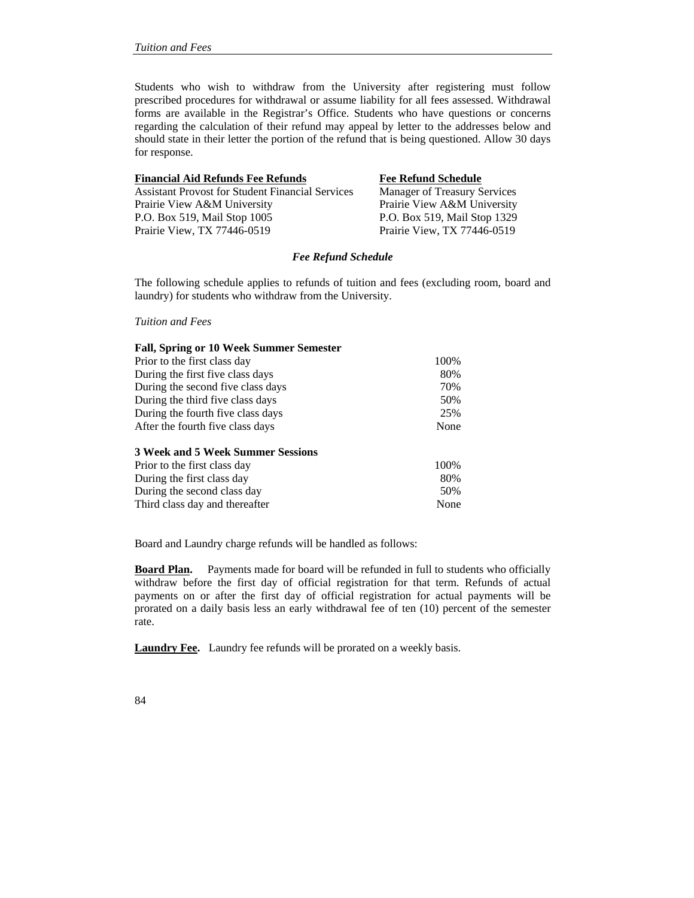Students who wish to withdraw from the University after registering must follow prescribed procedures for withdrawal or assume liability for all fees assessed. Withdrawal forms are available in the Registrar's Office. Students who have questions or concerns regarding the calculation of their refund may appeal by letter to the addresses below and should state in their letter the portion of the refund that is being questioned. Allow 30 days for response.

**Financial Aid Refunds Fee Refunds**
Assistant Provost for Student Financial Services
Prairie View A&M University
P.O. Box 519, Mail Stop 1005
Prairie View, TX 77446-0519

**Fee Refund Schedule**
Manager of Treasury Services
Prairie View A&M University
P.O. Box 519, Mail Stop 1329
Prairie View, TX 77446-0519

### *Fee Refund Schedule*

The following schedule applies to refunds of tuition and fees (excluding room, board and laundry) for students who withdraw from the University.

*Tuition and Fees*

| **Fall, Spring or 10 Week Summer Semester** | |
|---|---|
| Prior to the first class day | 100% |
| During the first five class days | 80% |
| During the second five class days | 70% |
| During the third five class days | 50% |
| During the fourth five class days | 25% |
| After the fourth five class days | None |

| **3 Week and 5 Week Summer Sessions** | |
|---|---|
| Prior to the first class day | 100% |
| During the first class day | 80% |
| During the second class day | 50% |
| Third class day and thereafter | None |

Board and Laundry charge refunds will be handled as follows:

**Board Plan.** Payments made for board will be refunded in full to students who officially withdraw before the first day of official registration for that term. Refunds of actual payments on or after the first day of official registration for actual payments will be prorated on a daily basis less an early withdrawal fee of ten (10) percent of the semester rate.

**Laundry Fee.** Laundry fee refunds will be prorated on a weekly basis.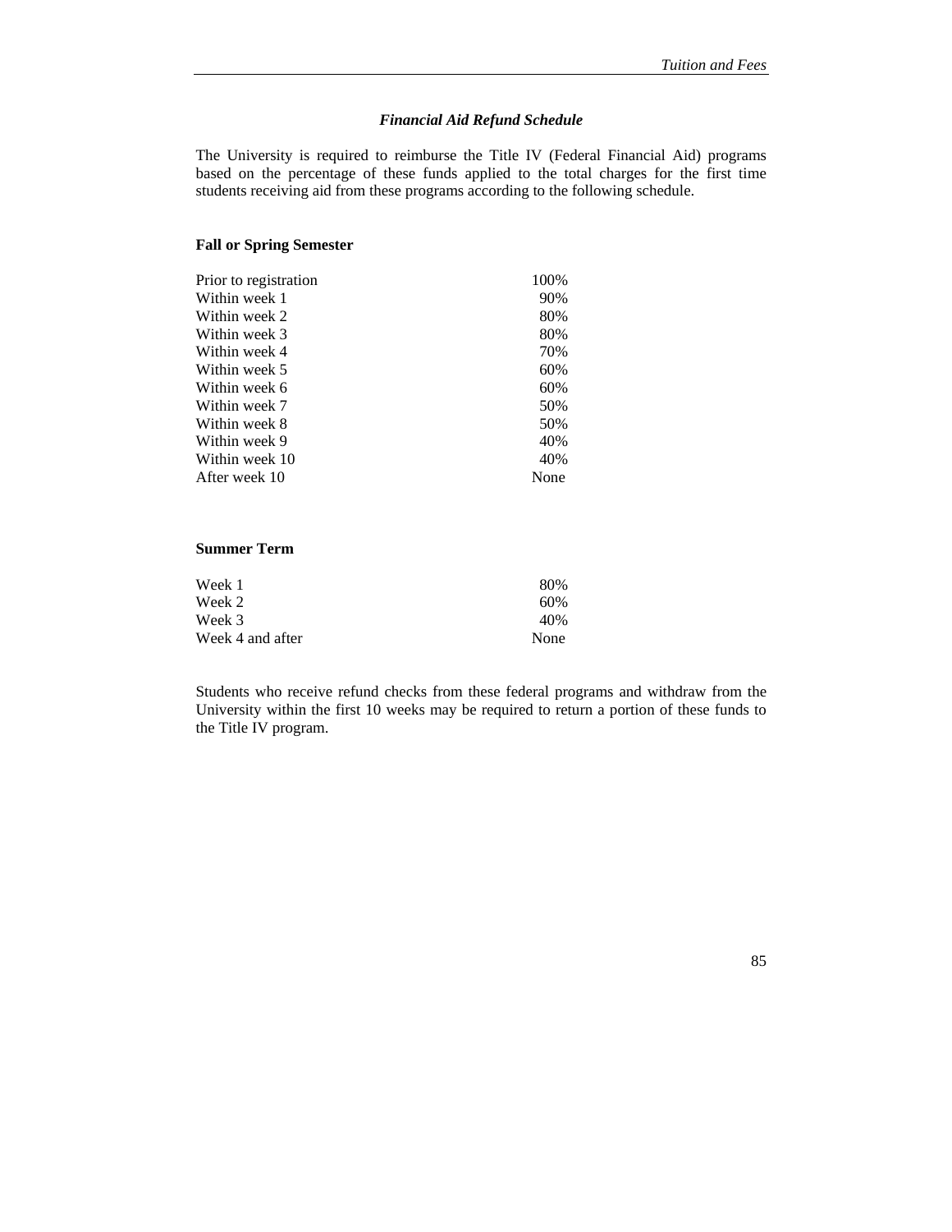### *Financial Aid Refund Schedule*

The University is required to reimburse the Title IV (Federal Financial Aid) programs based on the percentage of these funds applied to the total charges for the first time students receiving aid from these programs according to the following schedule.

**Fall or Spring Semester**

| | |
|---|---|
| Prior to registration | 100% |
| Within week 1 | 90% |
| Within week 2 | 80% |
| Within week 3 | 80% |
| Within week 4 | 70% |
| Within week 5 | 60% |
| Within week 6 | 60% |
| Within week 7 | 50% |
| Within week 8 | 50% |
| Within week 9 | 40% |
| Within week 10 | 40% |
| After week 10 | None |

**Summer Term**

| | |
|---|---|
| Week 1 | 80% |
| Week 2 | 60% |
| Week 3 | 40% |
| Week 4 and after | None |

Students who receive refund checks from these federal programs and withdraw from the University within the first 10 weeks may be required to return a portion of these funds to the Title IV program.